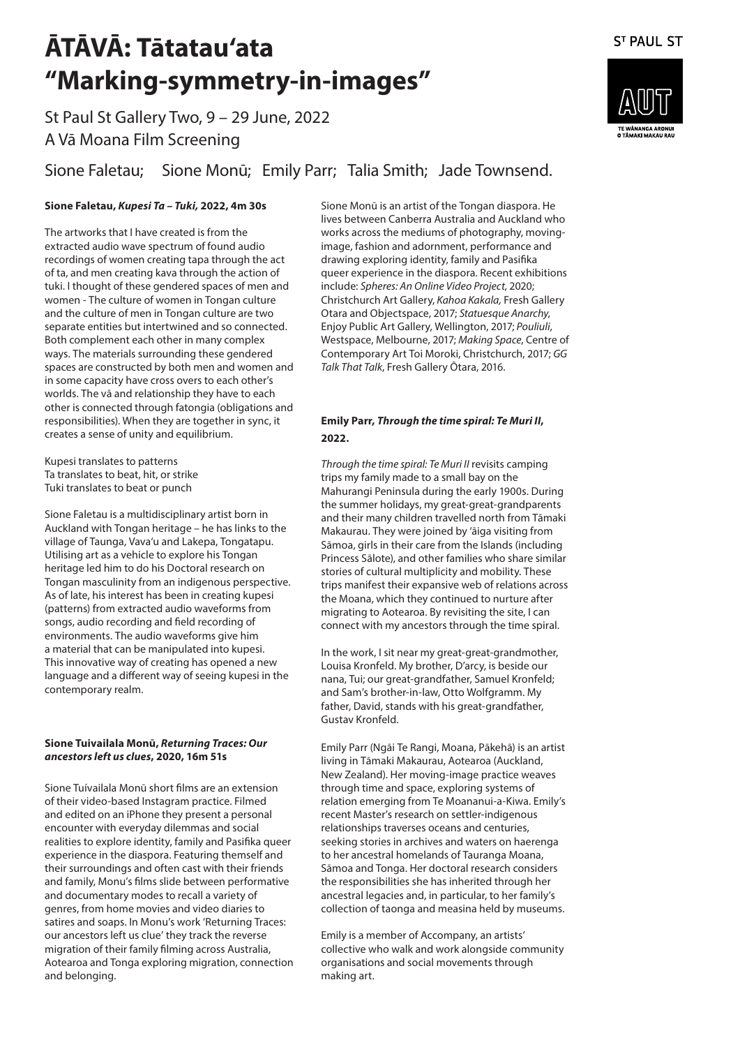# ĀTĀVĀ: Tātatau'ata "Marking-symmetry-in-images"

St Paul St Gallery Two, 9 – 29 June, 2022
A Vā Moana Film Screening

Sione Faletau; Sione Monū; Emily Parr; Talia Smith; Jade Townsend.

ST PAUL ST

AUT
TE WĀNANGA ARONUI O TĀMAKI MAKAU RAU

**Sione Faletau, *Kupesi Ta – Tuki,* 2022, 4m 30s**

The artworks that I have created is from the extracted audio wave spectrum of found audio recordings of women creating tapa through the act of ta, and men creating kava through the action of tuki. I thought of these gendered spaces of men and women - The culture of women in Tongan culture and the culture of men in Tongan culture are two separate entities but intertwined and so connected. Both complement each other in many complex ways. The materials surrounding these gendered spaces are constructed by both men and women and in some capacity have cross overs to each other's worlds. The vā and relationship they have to each other is connected through fatongia (obligations and responsibilities). When they are together in sync, it creates a sense of unity and equilibrium.

Kupesi translates to patterns
Ta translates to beat, hit, or strike
Tuki translates to beat or punch

Sione Faletau is a multidisciplinary artist born in Auckland with Tongan heritage – he has links to the village of Taunga, Vava'u and Lakepa, Tongatapu. Utilising art as a vehicle to explore his Tongan heritage led him to do his Doctoral research on Tongan masculinity from an indigenous perspective. As of late, his interest has been in creating kupesi (patterns) from extracted audio waveforms from songs, audio recording and field recording of environments. The audio waveforms give him a material that can be manipulated into kupesi. This innovative way of creating has opened a new language and a different way of seeing kupesi in the contemporary realm.

**Sione Tuivailala Monū, *Returning Traces: Our ancestors left us clues*, 2020, 16m 51s**

Sione Tuívailala Monū short films are an extension of their video-based Instagram practice. Filmed and edited on an iPhone they present a personal encounter with everyday dilemmas and social realities to explore identity, family and Pasifika queer experience in the diaspora. Featuring themself and their surroundings and often cast with their friends and family, Monū's films slide between performative and documentary modes to recall a variety of genres, from home movies and video diaries to satires and soaps. In Monu's work 'Returning Traces: our ancestors left us clue' they track the reverse migration of their family filming across Australia, Aotearoa and Tonga exploring migration, connection and belonging.

Sione Monū is an artist of the Tongan diaspora. He lives between Canberra Australia and Auckland who works across the mediums of photography, moving-image, fashion and adornment, performance and drawing exploring identity, family and Pasifika queer experience in the diaspora. Recent exhibitions include: *Spheres: An Online Video Project*, 2020; Christchurch Art Gallery, *Kahoa Kakala,* Fresh Gallery Otara and Objectspace, 2017; *Statuesque Anarchy*, Enjoy Public Art Gallery, Wellington, 2017; *Pouliuli*, Westspace, Melbourne, 2017; *Making Space*, Centre of Contemporary Art Toi Moroki, Christchurch, 2017; *GG Talk That Talk*, Fresh Gallery Ōtara, 2016.

**Emily Parr, *Through the time spiral: Te Muri II*, 2022.**

*Through the time spiral: Te Muri II* revisits camping trips my family made to a small bay on the Mahurangi Peninsula during the early 1900s. During the summer holidays, my great-great-grandparents and their many children travelled north from Tāmaki Makaurau. They were joined by 'āiga visiting from Sāmoa, girls in their care from the Islands (including Princess Sālote), and other families who share similar stories of cultural multiplicity and mobility. These trips manifest their expansive web of relations across the Moana, which they continued to nurture after migrating to Aotearoa. By revisiting the site, I can connect with my ancestors through the time spiral.

In the work, I sit near my great-great-grandmother, Louisa Kronfeld. My brother, D'arcy, is beside our nana, Tui; our great-grandfather, Samuel Kronfeld; and Sam's brother-in-law, Otto Wolfgramm. My father, David, stands with his great-grandfather, Gustav Kronfeld.

Emily Parr (Ngāi Te Rangi, Moana, Pākehā) is an artist living in Tāmaki Makaurau, Aotearoa (Auckland, New Zealand). Her moving-image practice weaves through time and space, exploring systems of relation emerging from Te Moananui-a-Kiwa. Emily's recent Master's research on settler-indigenous relationships traverses oceans and centuries, seeking stories in archives and waters on haerenga to her ancestral homelands of Tauranga Moana, Sāmoa and Tonga. Her doctoral research considers the responsibilities she has inherited through her ancestral legacies and, in particular, to her family's collection of taonga and measina held by museums.

Emily is a member of Accompany, an artists' collective who walk and work alongside community organisations and social movements through making art.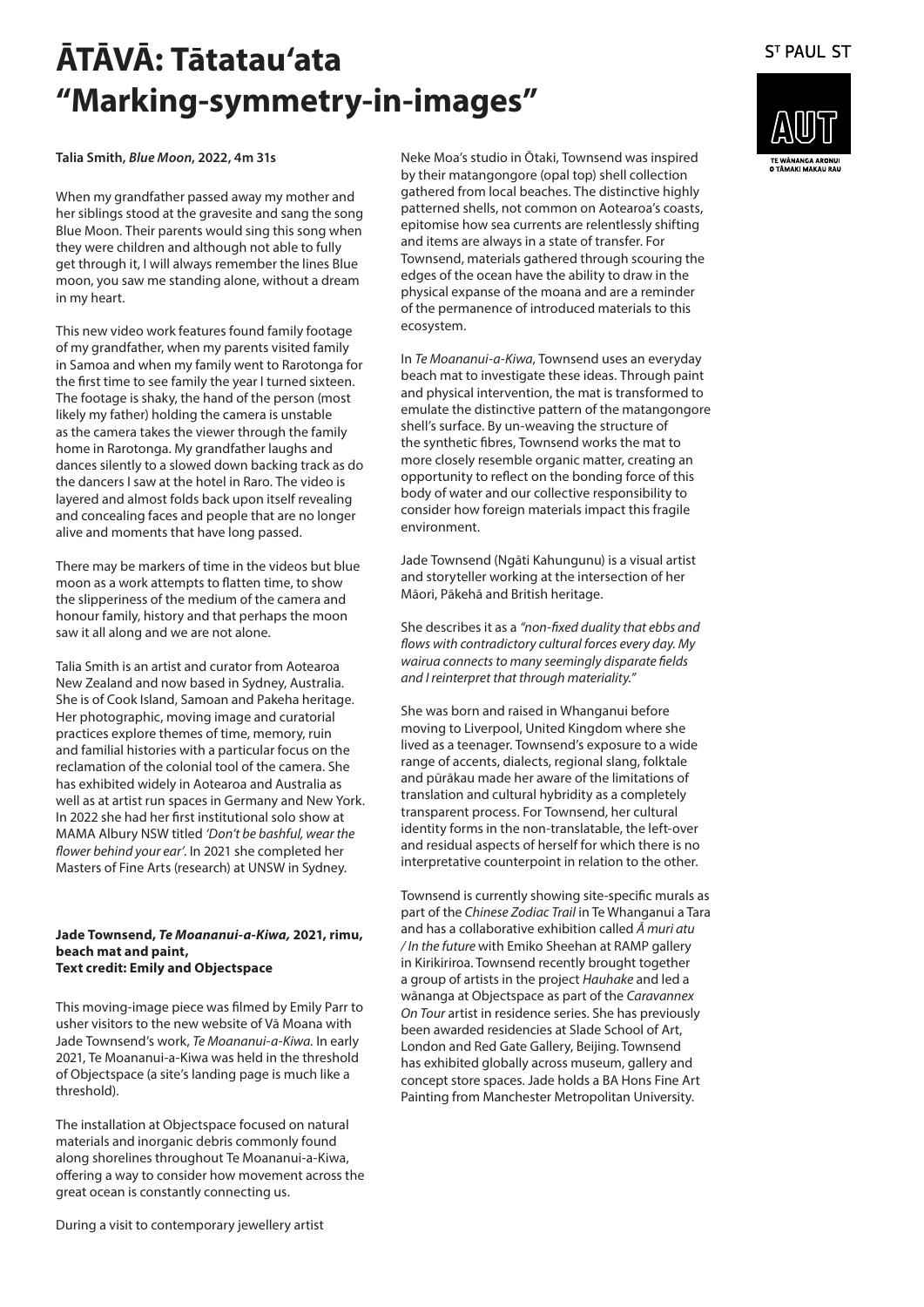# ĀTĀVĀ: Tātatau'ata "Marking-symmetry-in-images"

**Talia Smith, *Blue Moon*, 2022, 4m 31s**

When my grandfather passed away my mother and her siblings stood at the gravesite and sang the song Blue Moon. Their parents would sing this song when they were children and although not able to fully get through it, I will always remember the lines Blue moon, you saw me standing alone, without a dream in my heart.

This new video work features found family footage of my grandfather, when my parents visited family in Samoa and when my family went to Rarotonga for the first time to see family the year I turned sixteen. The footage is shaky, the hand of the person (most likely my father) holding the camera is unstable as the camera takes the viewer through the family home in Rarotonga. My grandfather laughs and dances silently to a slowed down backing track as do the dancers I saw at the hotel in Raro. The video is layered and almost folds back upon itself revealing and concealing faces and people that are no longer alive and moments that have long passed.

There may be markers of time in the videos but blue moon as a work attempts to flatten time, to show the slipperiness of the medium of the camera and honour family, history and that perhaps the moon saw it all along and we are not alone.

Talia Smith is an artist and curator from Aotearoa New Zealand and now based in Sydney, Australia. She is of Cook Island, Samoan and Pakeha heritage. Her photographic, moving image and curatorial practices explore themes of time, memory, ruin and familial histories with a particular focus on the reclamation of the colonial tool of the camera. She has exhibited widely in Aotearoa and Australia as well as at artist run spaces in Germany and New York. In 2022 she had her first institutional solo show at MAMA Albury NSW titled *'Don't be bashful, wear the flower behind your ear'.* In 2021 she completed her Masters of Fine Arts (research) at UNSW in Sydney.

**Jade Townsend, *Te Moananui-a-Kiwa,* 2021, rimu, beach mat and paint,**
**Text credit: Emily and Objectspace**

This moving-image piece was filmed by Emily Parr to usher visitors to the new website of Vā Moana with Jade Townsend's work, *Te Moananui-a-Kiwa.* In early 2021, Te Moananui-a-Kiwa was held in the threshold of Objectspace (a site's landing page is much like a threshold).

The installation at Objectspace focused on natural materials and inorganic debris commonly found along shorelines throughout Te Moananui-a-Kiwa, offering a way to consider how movement across the great ocean is constantly connecting us.

During a visit to contemporary jewellery artist Neke Moa's studio in Ōtaki, Townsend was inspired by their matangongore (opal top) shell collection gathered from local beaches. The distinctive highly patterned shells, not common on Aotearoa's coasts, epitomise how sea currents are relentlessly shifting and items are always in a state of transfer. For Townsend, materials gathered through scouring the edges of the ocean have the ability to draw in the physical expanse of the moana and are a reminder of the permanence of introduced materials to this ecosystem.

In *Te Moananui-a-Kiwa*, Townsend uses an everyday beach mat to investigate these ideas. Through paint and physical intervention, the mat is transformed to emulate the distinctive pattern of the matangongore shell's surface. By un-weaving the structure of the synthetic fibres, Townsend works the mat to more closely resemble organic matter, creating an opportunity to reflect on the bonding force of this body of water and our collective responsibility to consider how foreign materials impact this fragile environment.

Jade Townsend (Ngāti Kahungunu) is a visual artist and storyteller working at the intersection of her Māori, Pākehā and British heritage.

She describes it as a *"non-fixed duality that ebbs and flows with contradictory cultural forces every day. My wairua connects to many seemingly disparate fields and I reinterpret that through materiality."*

She was born and raised in Whanganui before moving to Liverpool, United Kingdom where she lived as a teenager. Townsend's exposure to a wide range of accents, dialects, regional slang, folktale and pūrākau made her aware of the limitations of translation and cultural hybridity as a completely transparent process. For Townsend, her cultural identity forms in the non-translatable, the left-over and residual aspects of herself for which there is no interpretative counterpoint in relation to the other.

Townsend is currently showing site-specific murals as part of the *Chinese Zodiac Trail* in Te Whanganui a Tara and has a collaborative exhibition called *Ā muri atu / In the future* with Emiko Sheehan at RAMP gallery in Kirikiriroa. Townsend recently brought together a group of artists in the project *Hauhake* and led a wānanga at Objectspace as part of the *Caravannex On Tour* artist in residence series. She has previously been awarded residencies at Slade School of Art, London and Red Gate Gallery, Beijing. Townsend has exhibited globally across museum, gallery and concept store spaces. Jade holds a BA Hons Fine Art Painting from Manchester Metropolitan University.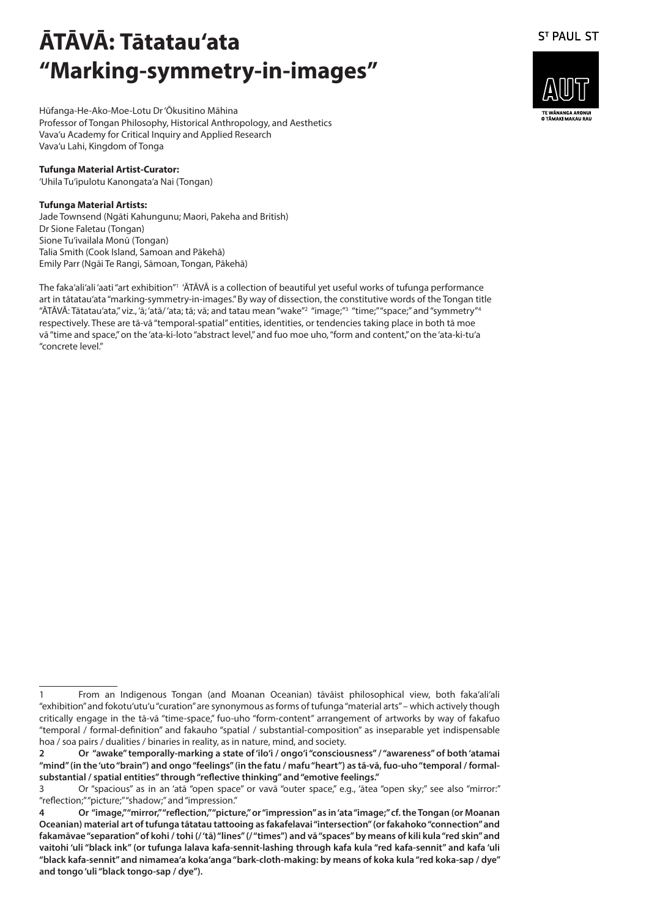# ĀTĀVĀ: Tātatauʻata "Marking-symmetry-in-images"

Hūfanga-He-Ako-Moe-Lotu Dr ʻŌkusitino Māhina
Professor of Tongan Philosophy, Historical Anthropology, and Aesthetics
Vavaʻu Academy for Critical Inquiry and Applied Research
Vavaʻu Lahi, Kingdom of Tonga

**Tufunga Material Artist-Curator:**
ʻUhila Tuʻipulotu Kanongataʻa Nai (Tongan)

**Tufunga Material Artists:**
Jade Townsend (Ngāti Kahungunu; Maori, Pakeha and British)
Dr Sione Faletau (Tongan)
Sione Tuʻivailala Monū (Tongan)
Talia Smith (Cook Island, Samoan and Pākehā)
Emily Parr (Ngāi Te Rangi, Sāmoan, Tongan, Pākehā)

The fakaʻaliʻali ʻaati "art exhibition"[1] ʻĀTĀVĀ is a collection of beautiful yet useful works of tufunga performance art in tātatauʻata "marking-symmetry-in-images." By way of dissection, the constitutive words of the Tongan title "ĀTĀVĀ: Tātatauʻata," viz., ʻā; ʻatā/ ʻata; tā; vā; and tatau mean "wake"[2] "image;"[3] "time;" "space;" and "symmetry"[4] respectively. These are tā-vā "temporal-spatial" entities, identities, or tendencies taking place in both tā moe vā "time and space," on the ʻata-ki-loto "abstract level," and fuo moe uho, "form and content," on the ʻata-ki-tuʻa "concrete level."

---

1 From an Indigenous Tongan (and Moanan Oceanian) tāvāist philosophical view, both fakaʻaliʻali "exhibition" and fokotuʻutuʻu "curation" are synonymous as forms of tufunga "material arts" – which actively though critically engage in the tā-vā "time-space," fuo-uho "form-content" arrangement of artworks by way of fakafuo "temporal / formal-definition" and fakauho "spatial / substantial-composition" as inseparable yet indispensable hoa / soa pairs / dualities / binaries in reality, as in nature, mind, and society.

**2 Or "awake" temporally-marking a state of ʻiloʻi / ongoʻi "consciousness" / "awareness" of both ʻatamai "mind" (in the ʻuto "brain") and ongo "feelings" (in the fatu / mafu "heart") as tā-vā, fuo-uho "temporal / formal-substantial / spatial entities" through "reflective thinking" and "emotive feelings."**

3 Or "spacious" as in an ʻatā "open space" or vavā "outer space," e.g., ʻātea "open sky;" see also "mirror:" "reflection;" "picture;" "shadow;" and "impression."

**4 Or "image," "mirror," "reflection," "picture," or "impression" as in ʻata "image;" cf. the Tongan (or Moanan Oceanian) material art of tufunga tātatau tattooing as fakafelavai "intersection" (or fakahoko "connection" and fakamāvae "separation" of kohi / tohi (/ ʻtā) "lines" (/ "times") and vā "spaces" by means of kili kula "red skin" and vaitohi ʻuli "black ink" (or tufunga lalava kafa-sennit-lashing through kafa kula "red kafa-sennit" and kafa ʻuli "black kafa-sennit" and nimameaʻa kokaʻanga "bark-cloth-making: by means of koka kula "red koka-sap / dye" and tongo ʻuli "black tongo-sap / dye").**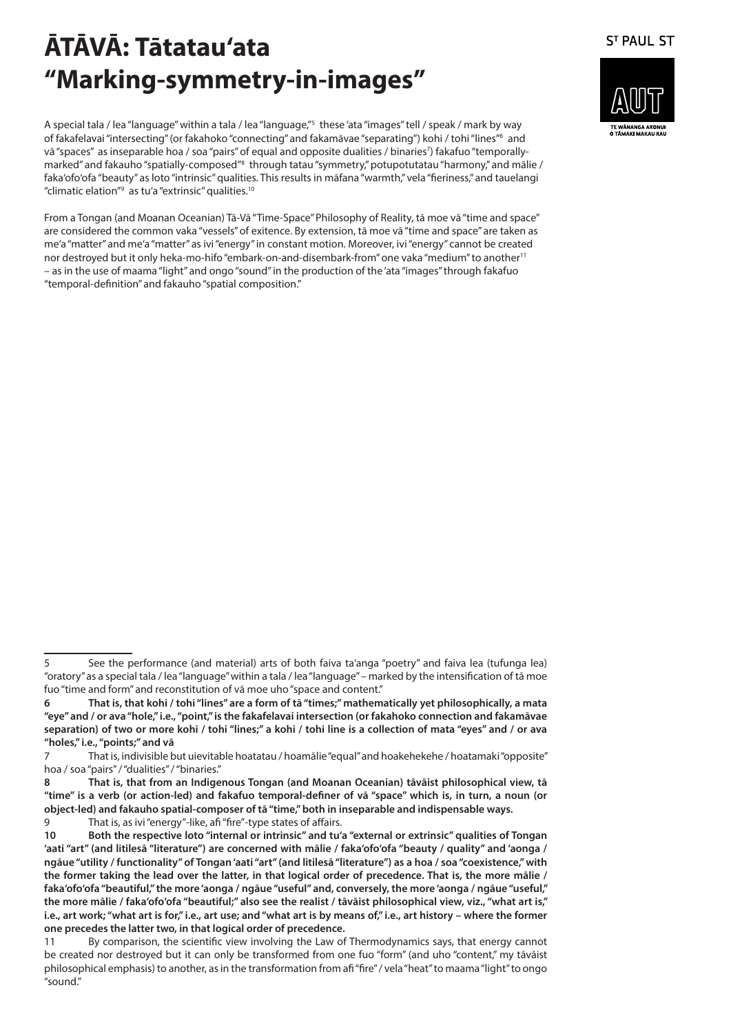# ĀTĀVĀ: Tātatau'ata "Marking-symmetry-in-images"

A special tala / lea "language" within a tala / lea "language,"[5] these 'ata "images" tell / speak / mark by way of fakafelavai "intersecting" (or fakahoko "connecting" and fakamāvae "separating") kohi / tohi "lines"[6] and vā "spaces" as inseparable hoa / soa "pairs" of equal and opposite dualities / binaries[7]) fakafuo "temporally-marked" and fakauho "spatially-composed"[8] through tatau "symmetry," potupotutatau "harmony," and mālie / faka'ofo'ofa "beauty" as loto "intrinsic" qualities. This results in māfana "warmth," vela "fieriness," and tauelangi "climatic elation"[9] as tu'a "extrinsic" qualities.[10]

From a Tongan (and Moanan Oceanian) Tā-Vā "Time-Space" Philosophy of Reality, tā moe vā "time and space" are considered the common vaka "vessels" of exitence. By extension, tā moe vā "time and space" are taken as me'a "matter" and me'a "matter" as ivi "energy" in constant motion. Moreover, ivi "energy" cannot be created nor destroyed but it only heka-mo-hifo "embark-on-and-disembark-from" one vaka "medium" to another[11] – as in the use of maama "light" and ongo "sound" in the production of the 'ata "images" through fakafuo "temporal-definition" and fakauho "spatial composition."

---

5 See the performance (and material) arts of both faiva ta'anga "poetry" and faiva lea (tufunga lea) "oratory" as a special tala / lea "language" within a tala / lea "language" – marked by the intensification of tā moe fuo "time and form" and reconstitution of vā moe uho "space and content."

**6 That is, that kohi / tohi "lines" are a form of tā "times;" mathematically yet philosophically, a mata "eye" and / or ava "hole," i.e., "point," is the fakafelavai intersection (or fakahoko connection and fakamāvae separation) of two or more kohi / tohi "lines;" a kohi / tohi line is a collection of mata "eyes" and / or ava "holes," i.e., "points;" and vā**

7 That is, indivisible but uievitable hoatatau / hoamālie "equal" and hoakehekehe / hoatamaki "opposite" hoa / soa "pairs" / "dualities" / "binaries."

**8 That is, that from an Indigenous Tongan (and Moanan Oceanian) tāvāist philosophical view, tā "time" is a verb (or action-led) and fakafuo temporal-definer of vā "space" which is, in turn, a noun (or object-led) and fakauho spatial-composer of tā "time," both in inseparable and indispensable ways.**

9 That is, as ivi "energy"-like, afi "fire"-type states of affairs.

**10 Both the respective loto "internal or intrinsic" and tu'a "external or extrinsic" qualities of Tongan 'aati "art" (and litilesā "literature") are concerned with mālie / faka'ofo'ofa "beauty / quality" and 'aonga / ngāue "utility / functionality" of Tongan 'aati "art" (and litilesā "literature") as a hoa / soa "coexistence," with the former taking the lead over the latter, in that logical order of precedence. That is, the more mālie / faka'ofo'ofa "beautiful," the more 'aonga / ngāue "useful" and, conversely, the more 'aonga / ngāue "useful," the more mālie / faka'ofo'ofa "beautiful;" also see the realist / tāvāist philosophical view, viz., "what art is," i.e., art work; "what art is for," i.e., art use; and "what art is by means of," i.e., art history – where the former one precedes the latter two, in that logical order of precedence.**

11 By comparison, the scientific view involving the Law of Thermodynamics says, that energy cannot be created nor destroyed but it can only be transformed from one fuo "form" (and uho "content," my tāvāist philosophical emphasis) to another, as in the transformation from afi "fire" / vela "heat" to maama "light" to ongo "sound."